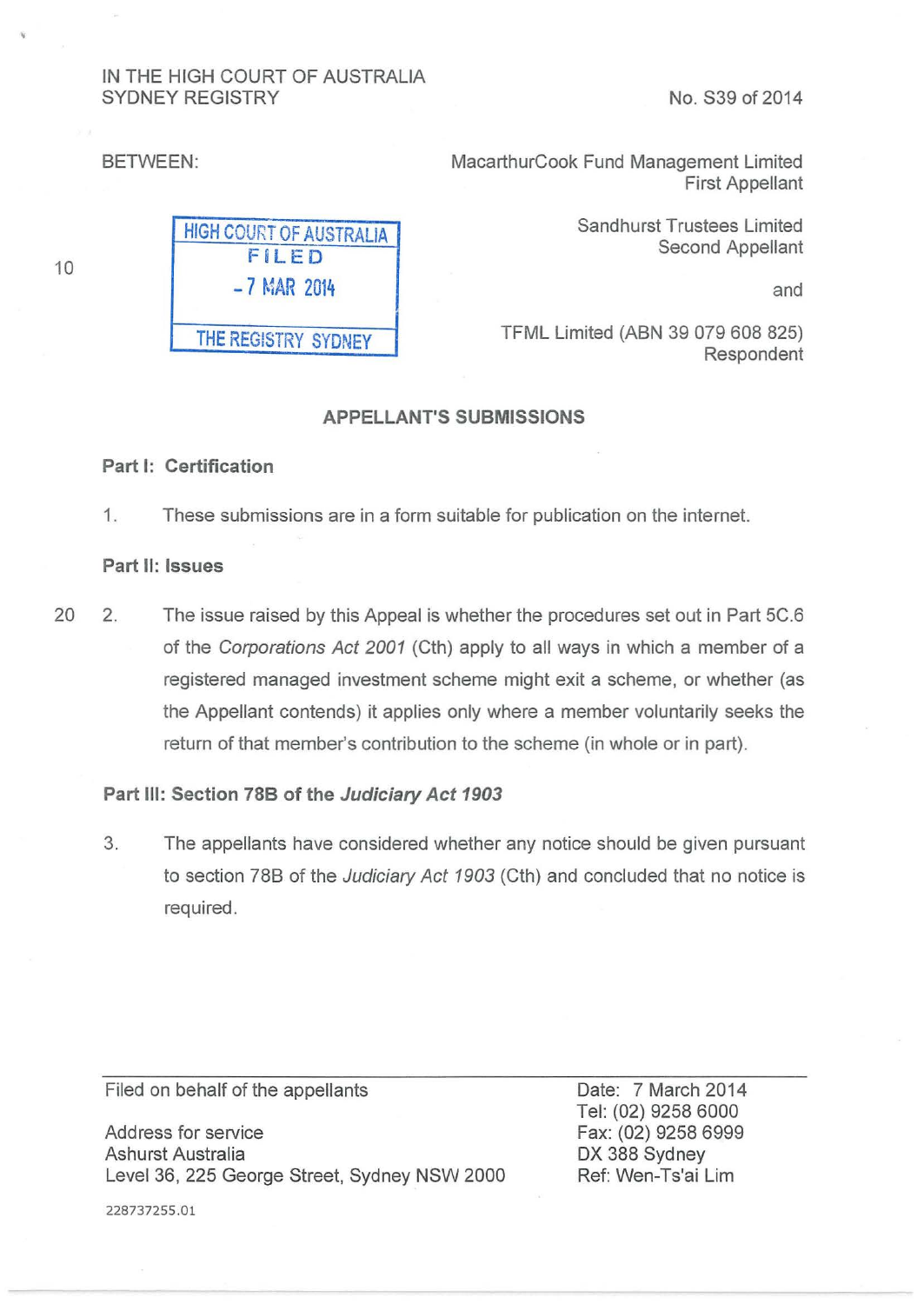IN THE HIGH COURT OF AUSTRALIA
SYDNEY REGISTRY

No. S39 of 2014

BETWEEN:

MacarthurCook Fund Management Limited
First Appellant

Sandhurst Trustees Limited
Second Appellant

HIGH COURT OF AUSTRALIA
FILED
- 7 MAR 2014
THE REGISTRY SYDNEY

and

TFML Limited (ABN 39 079 608 825)
Respondent

## APPELLANT'S SUBMISSIONS

### Part I: Certification

1. These submissions are in a form suitable for publication on the internet.

### Part II: Issues

2. The issue raised by this Appeal is whether the procedures set out in Part 5C.6 of the *Corporations Act 2001* (Cth) apply to all ways in which a member of a registered managed investment scheme might exit a scheme, or whether (as the Appellant contends) it applies only where a member voluntarily seeks the return of that member's contribution to the scheme (in whole or in part).

### Part III: Section 78B of the *Judiciary Act 1903*

3. The appellants have considered whether any notice should be given pursuant to section 78B of the *Judiciary Act 1903* (Cth) and concluded that no notice is required.

Filed on behalf of the appellants

Address for service
Ashurst Australia
Level 36, 225 George Street, Sydney NSW 2000

Date: 7 March 2014
Tel: (02) 9258 6000
Fax: (02) 9258 6999
DX 388 Sydney
Ref: Wen-Ts'ai Lim

228737255.01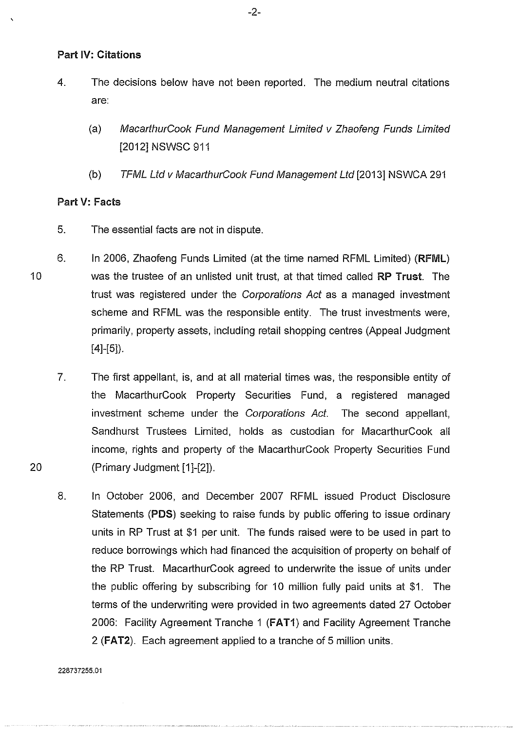**Part IV: Citations**

4. The decisions below have not been reported. The medium neutral citations are:

   (a) *MacarthurCook Fund Management Limited v Zhaofeng Funds Limited* [2012] NSWSC 911

   (b) *TFML Ltd v MacarthurCook Fund Management Ltd* [2013] NSWCA 291

**Part V: Facts**

5. The essential facts are not in dispute.

6. In 2006, Zhaofeng Funds Limited (at the time named RFML Limited) (**RFML**) was the trustee of an unlisted unit trust, at that timed called **RP Trust**. The trust was registered under the *Corporations Act* as a managed investment scheme and RFML was the responsible entity. The trust investments were, primarily, property assets, including retail shopping centres (Appeal Judgment [4]-[5]).

7. The first appellant, is, and at all material times was, the responsible entity of the MacarthurCook Property Securities Fund, a registered managed investment scheme under the *Corporations Act*. The second appellant, Sandhurst Trustees Limited, holds as custodian for MacarthurCook all income, rights and property of the MacarthurCook Property Securities Fund (Primary Judgment [1]-[2]).

8. In October 2006, and December 2007 RFML issued Product Disclosure Statements (**PDS**) seeking to raise funds by public offering to issue ordinary units in RP Trust at $1 per unit. The funds raised were to be used in part to reduce borrowings which had financed the acquisition of property on behalf of the RP Trust. MacarthurCook agreed to underwrite the issue of units under the public offering by subscribing for 10 million fully paid units at $1. The terms of the underwriting were provided in two agreements dated 27 October 2006: Facility Agreement Tranche 1 (**FAT1**) and Facility Agreement Tranche 2 (**FAT2**). Each agreement applied to a tranche of 5 million units.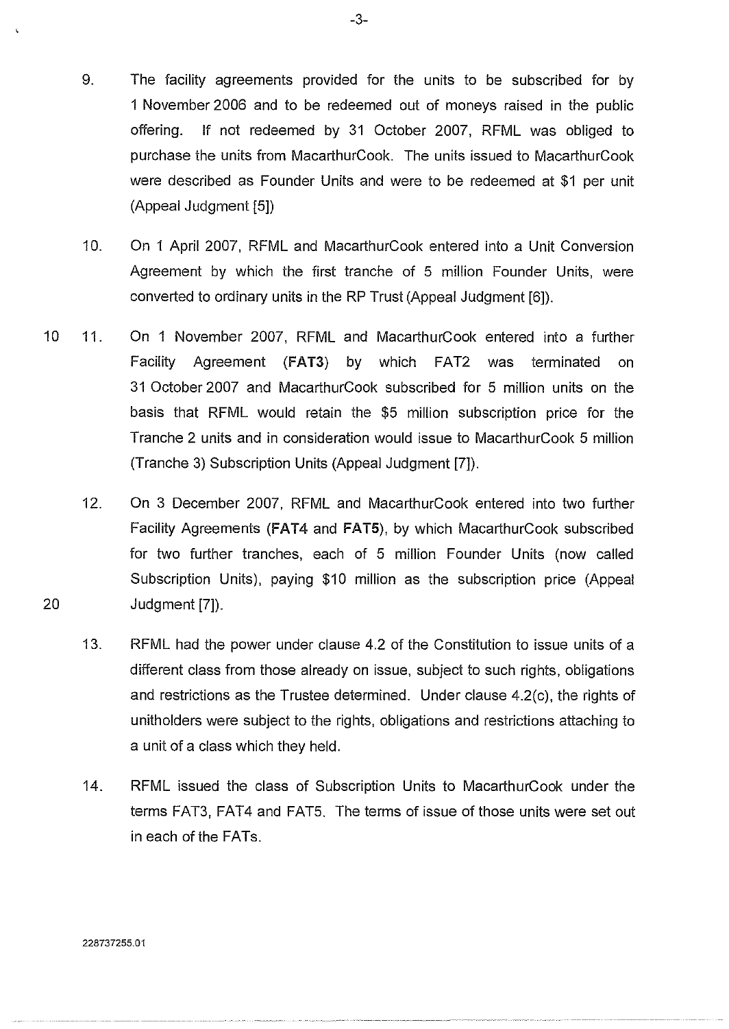9. The facility agreements provided for the units to be subscribed for by 1 November 2006 and to be redeemed out of moneys raised in the public offering. If not redeemed by 31 October 2007, RFML was obliged to purchase the units from MacarthurCook. The units issued to MacarthurCook were described as Founder Units and were to be redeemed at $1 per unit (Appeal Judgment [5])

10. On 1 April 2007, RFML and MacarthurCook entered into a Unit Conversion Agreement by which the first tranche of 5 million Founder Units, were converted to ordinary units in the RP Trust (Appeal Judgment [6]).

11. On 1 November 2007, RFML and MacarthurCook entered into a further Facility Agreement (**FAT3**) by which FAT2 was terminated on 31 October 2007 and MacarthurCook subscribed for 5 million units on the basis that RFML would retain the $5 million subscription price for the Tranche 2 units and in consideration would issue to MacarthurCook 5 million (Tranche 3) Subscription Units (Appeal Judgment [7]).

12. On 3 December 2007, RFML and MacarthurCook entered into two further Facility Agreements (**FAT4** and **FAT5**), by which MacarthurCook subscribed for two further tranches, each of 5 million Founder Units (now called Subscription Units), paying $10 million as the subscription price (Appeal Judgment [7]).

13. RFML had the power under clause 4.2 of the Constitution to issue units of a different class from those already on issue, subject to such rights, obligations and restrictions as the Trustee determined. Under clause 4.2(c), the rights of unitholders were subject to the rights, obligations and restrictions attaching to a unit of a class which they held.

14. RFML issued the class of Subscription Units to MacarthurCook under the terms FAT3, FAT4 and FAT5. The terms of issue of those units were set out in each of the FATs.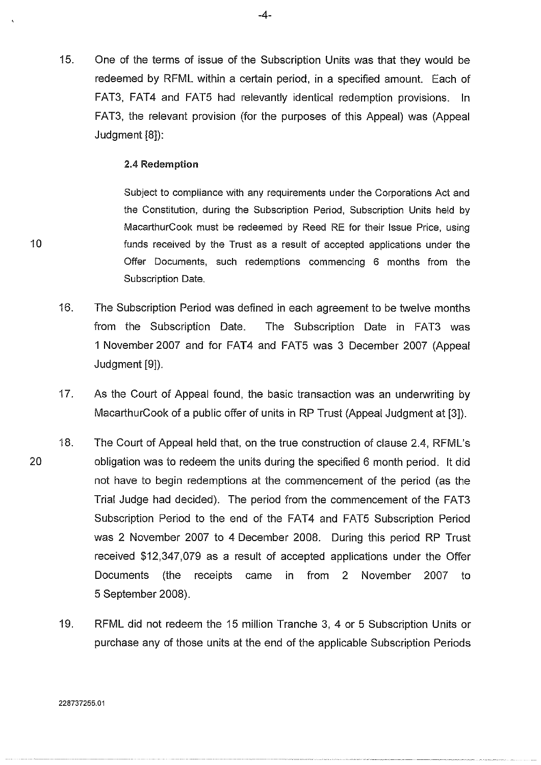15. One of the terms of issue of the Subscription Units was that they would be redeemed by RFML within a certain period, in a specified amount. Each of FAT3, FAT4 and FAT5 had relevantly identical redemption provisions. In FAT3, the relevant provision (for the purposes of this Appeal) was (Appeal Judgment [8]):

> **2.4 Redemption**
>
> Subject to compliance with any requirements under the Corporations Act and the Constitution, during the Subscription Period, Subscription Units held by MacarthurCook must be redeemed by Reed RE for their Issue Price, using funds received by the Trust as a result of accepted applications under the Offer Documents, such redemptions commencing 6 months from the Subscription Date.

16. The Subscription Period was defined in each agreement to be twelve months from the Subscription Date. The Subscription Date in FAT3 was 1 November 2007 and for FAT4 and FAT5 was 3 December 2007 (Appeal Judgment [9]).

17. As the Court of Appeal found, the basic transaction was an underwriting by MacarthurCook of a public offer of units in RP Trust (Appeal Judgment at [3]).

18. The Court of Appeal held that, on the true construction of clause 2.4, RFML's obligation was to redeem the units during the specified 6 month period. It did not have to begin redemptions at the commencement of the period (as the Trial Judge had decided). The period from the commencement of the FAT3 Subscription Period to the end of the FAT4 and FAT5 Subscription Period was 2 November 2007 to 4 December 2008. During this period RP Trust received $12,347,079 as a result of accepted applications under the Offer Documents (the receipts came in from 2 November 2007 to 5 September 2008).

19. RFML did not redeem the 15 million Tranche 3, 4 or 5 Subscription Units or purchase any of those units at the end of the applicable Subscription Periods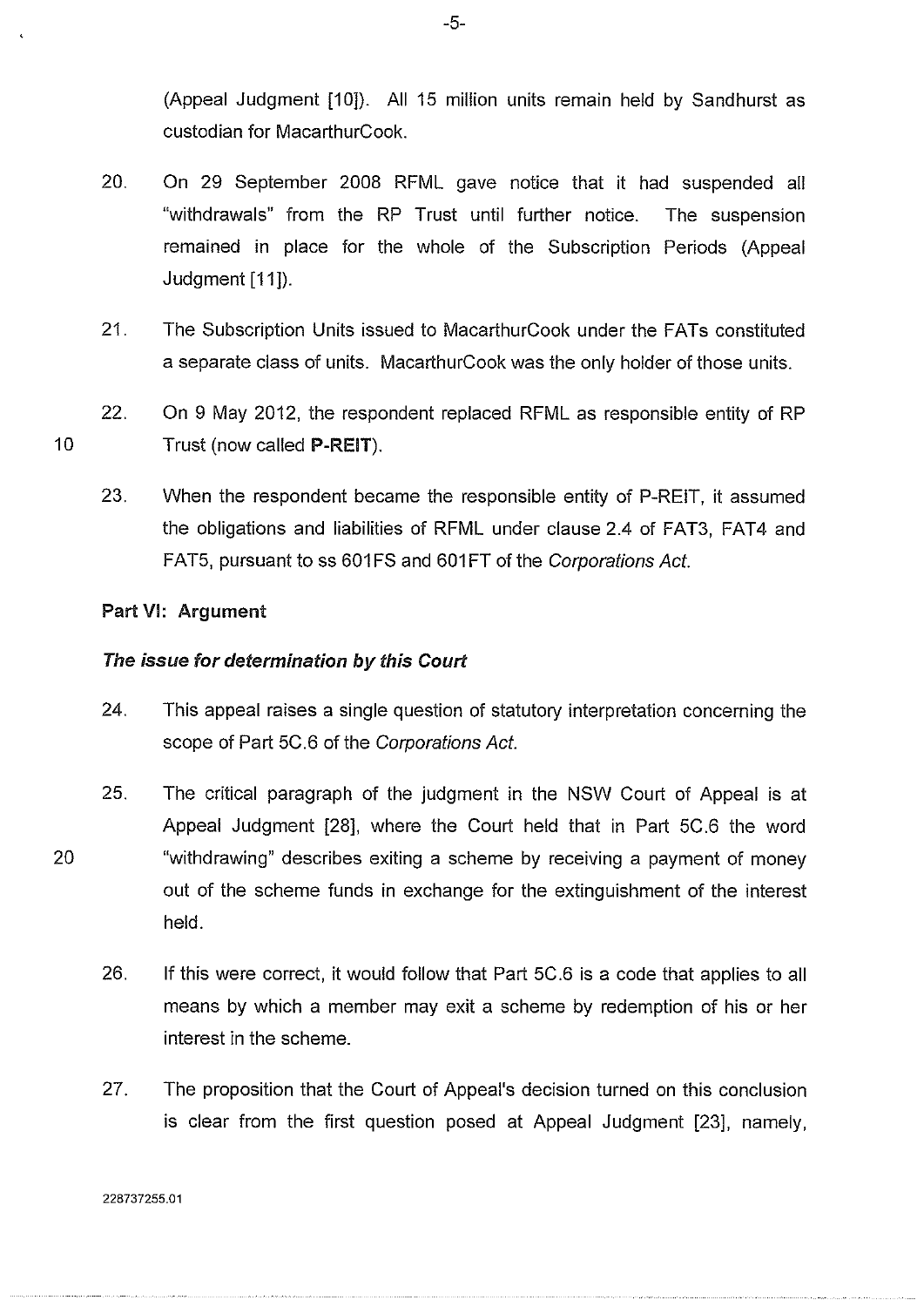(Appeal Judgment [10]). All 15 million units remain held by Sandhurst as custodian for MacarthurCook.

20. On 29 September 2008 RFML gave notice that it had suspended all "withdrawals" from the RP Trust until further notice. The suspension remained in place for the whole of the Subscription Periods (Appeal Judgment [11]).

21. The Subscription Units issued to MacarthurCook under the FATs constituted a separate class of units. MacarthurCook was the only holder of those units.

22. On 9 May 2012, the respondent replaced RFML as responsible entity of RP Trust (now called **P-REIT**).

23. When the respondent became the responsible entity of P-REIT, it assumed the obligations and liabilities of RFML under clause 2.4 of FAT3, FAT4 and FAT5, pursuant to ss 601FS and 601FT of the *Corporations Act*.

**Part VI: Argument**

***The issue for determination by this Court***

24. This appeal raises a single question of statutory interpretation concerning the scope of Part 5C.6 of the *Corporations Act*.

25. The critical paragraph of the judgment in the NSW Court of Appeal is at Appeal Judgment [28], where the Court held that in Part 5C.6 the word "withdrawing" describes exiting a scheme by receiving a payment of money out of the scheme funds in exchange for the extinguishment of the interest held.

26. If this were correct, it would follow that Part 5C.6 is a code that applies to all means by which a member may exit a scheme by redemption of his or her interest in the scheme.

27. The proposition that the Court of Appeal's decision turned on this conclusion is clear from the first question posed at Appeal Judgment [23], namely,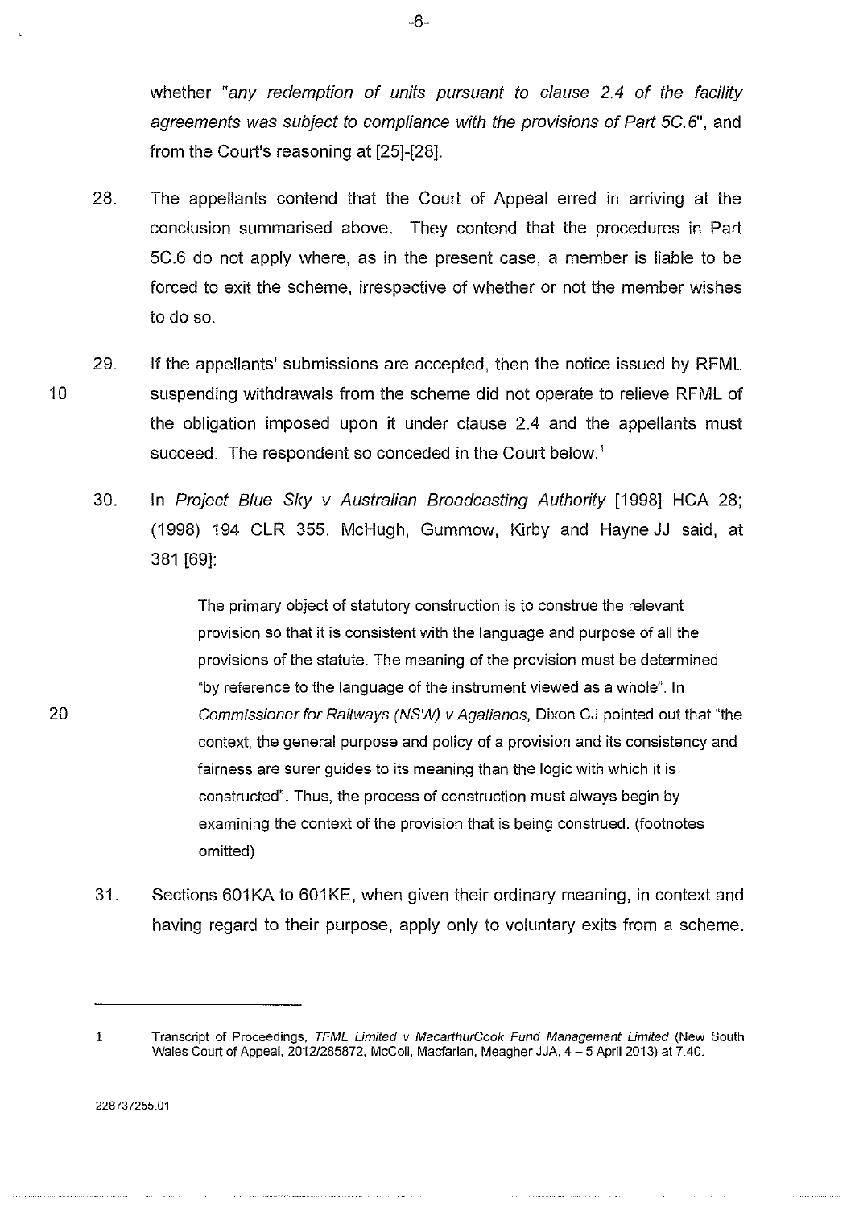whether *"any redemption of units pursuant to clause 2.4 of the facility agreements was subject to compliance with the provisions of Part 5C.6"*, and from the Court's reasoning at [25]-[28].

28. The appellants contend that the Court of Appeal erred in arriving at the conclusion summarised above. They contend that the procedures in Part 5C.6 do not apply where, as in the present case, a member is liable to be forced to exit the scheme, irrespective of whether or not the member wishes to do so.

29. If the appellants' submissions are accepted, then the notice issued by RFML suspending withdrawals from the scheme did not operate to relieve RFML of the obligation imposed upon it under clause 2.4 and the appellants must succeed. The respondent so conceded in the Court below.[1]

30. In *Project Blue Sky v Australian Broadcasting Authority* [1998] HCA 28; (1998) 194 CLR 355. McHugh, Gummow, Kirby and Hayne JJ said, at 381 [69]:

> The primary object of statutory construction is to construe the relevant provision so that it is consistent with the language and purpose of all the provisions of the statute. The meaning of the provision must be determined "by reference to the language of the instrument viewed as a whole". In *Commissioner for Railways (NSW) v Agalianos*, Dixon CJ pointed out that "the context, the general purpose and policy of a provision and its consistency and fairness are surer guides to its meaning than the logic with which it is constructed". Thus, the process of construction must always begin by examining the context of the provision that is being construed. (footnotes omitted)

31. Sections 601KA to 601KE, when given their ordinary meaning, in context and having regard to their purpose, apply only to voluntary exits from a scheme.

---

1 Transcript of Proceedings, *TFML Limited v MacarthurCook Fund Management Limited* (New South Wales Court of Appeal, 2012/285872, McColl, Macfarlan, Meagher JJA, 4 – 5 April 2013) at 7.40.

228737255.01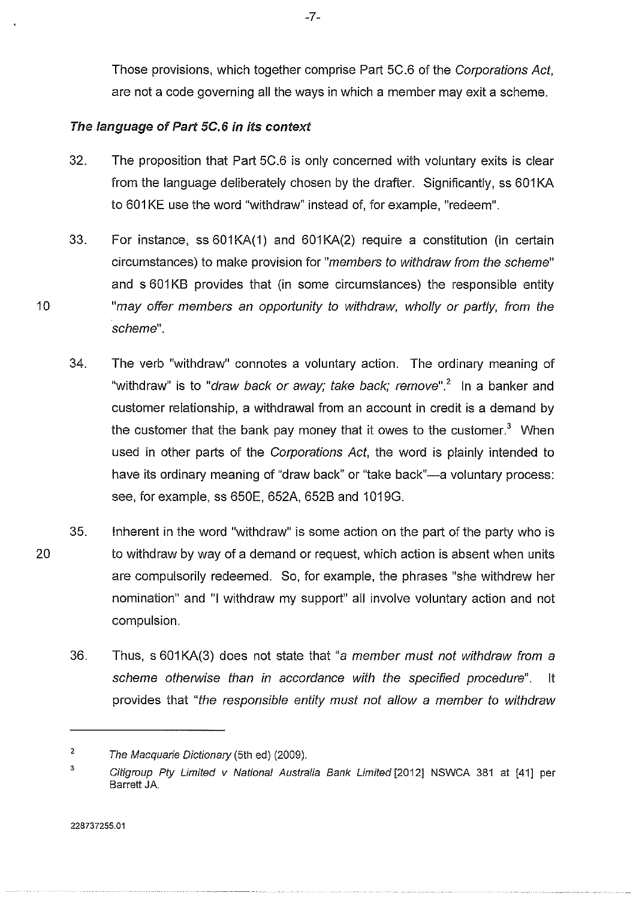Those provisions, which together comprise Part 5C.6 of the *Corporations Act*, are not a code governing all the ways in which a member may exit a scheme.

### *The language of Part 5C.6 in its context*

32. The proposition that Part 5C.6 is only concerned with voluntary exits is clear from the language deliberately chosen by the drafter. Significantly, ss 601KA to 601KE use the word "withdraw" instead of, for example, "redeem".

33. For instance, ss 601KA(1) and 601KA(2) require a constitution (in certain circumstances) to make provision for "*members to withdraw from the scheme*" and s 601KB provides that (in some circumstances) the responsible entity "*may offer members an opportunity to withdraw, wholly or partly, from the scheme*".

34. The verb "withdraw" connotes a voluntary action. The ordinary meaning of "withdraw" is to "*draw back or away; take back; remove*".[2] In a banker and customer relationship, a withdrawal from an account in credit is a demand by the customer that the bank pay money that it owes to the customer.[3] When used in other parts of the *Corporations Act*, the word is plainly intended to have its ordinary meaning of "draw back" or "take back"—a voluntary process: see, for example, ss 650E, 652A, 652B and 1019G.

35. Inherent in the word "withdraw" is some action on the part of the party who is to withdraw by way of a demand or request, which action is absent when units are compulsorily redeemed. So, for example, the phrases "she withdrew her nomination" and "I withdraw my support" all involve voluntary action and not compulsion.

36. Thus, s 601KA(3) does not state that "*a member must not withdraw from a scheme otherwise than in accordance with the specified procedure*". It provides that "*the responsible entity must not allow a member to withdraw*

---

[2] *The Macquarie Dictionary* (5th ed) (2009).

[3] *Citigroup Pty Limited v National Australia Bank Limited* [2012] NSWCA 381 at [41] per Barrett JA.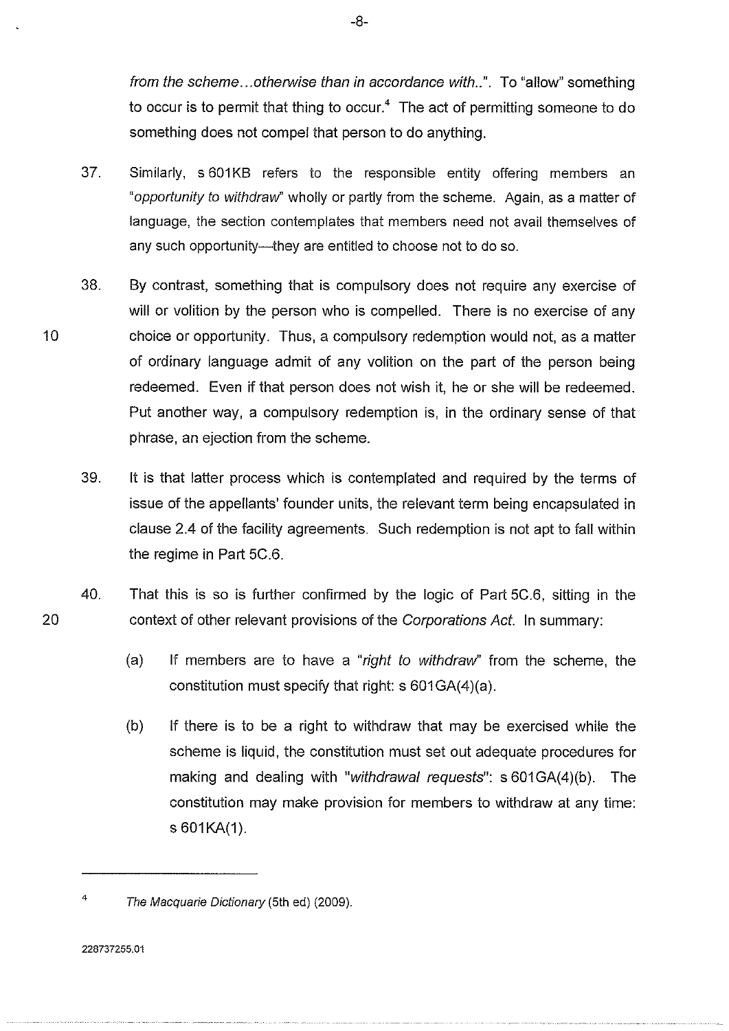*from the scheme…otherwise than in accordance with..*". To "allow" something to occur is to permit that thing to occur.[4] The act of permitting someone to do something does not compel that person to do anything.

37. Similarly, s 601KB refers to the responsible entity offering members an "*opportunity to withdraw*" wholly or partly from the scheme. Again, as a matter of language, the section contemplates that members need not avail themselves of any such opportunity—they are entitled to choose not to do so.

38. By contrast, something that is compulsory does not require any exercise of will or volition by the person who is compelled. There is no exercise of any choice or opportunity. Thus, a compulsory redemption would not, as a matter of ordinary language admit of any volition on the part of the person being redeemed. Even if that person does not wish it, he or she will be redeemed. Put another way, a compulsory redemption is, in the ordinary sense of that phrase, an ejection from the scheme.

39. It is that latter process which is contemplated and required by the terms of issue of the appellants' founder units, the relevant term being encapsulated in clause 2.4 of the facility agreements. Such redemption is not apt to fall within the regime in Part 5C.6.

40. That this is so is further confirmed by the logic of Part 5C.6, sitting in the context of other relevant provisions of the *Corporations Act*. In summary:

    (a) If members are to have a "*right to withdraw*" from the scheme, the constitution must specify that right: s 601GA(4)(a).

    (b) If there is to be a right to withdraw that may be exercised while the scheme is liquid, the constitution must set out adequate procedures for making and dealing with "*withdrawal requests*": s 601GA(4)(b). The constitution may make provision for members to withdraw at any time: s 601KA(1).

---

[4] *The Macquarie Dictionary* (5th ed) (2009).

228737255.01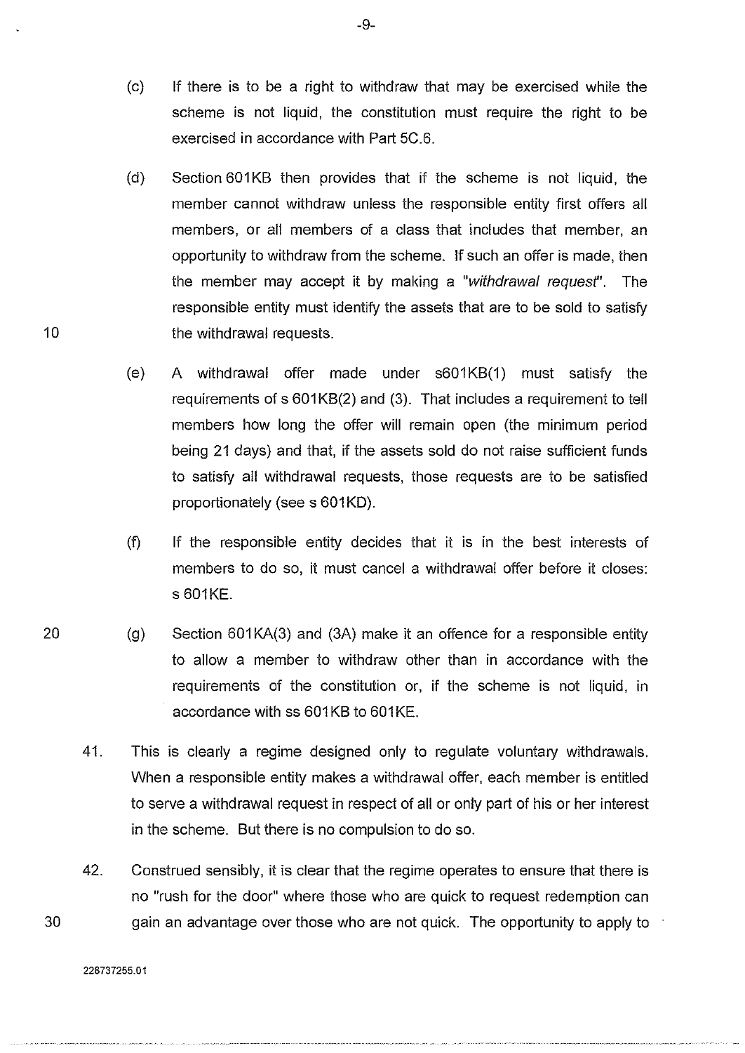(c) If there is to be a right to withdraw that may be exercised while the scheme is not liquid, the constitution must require the right to be exercised in accordance with Part 5C.6.

(d) Section 601KB then provides that if the scheme is not liquid, the member cannot withdraw unless the responsible entity first offers all members, or all members of a class that includes that member, an opportunity to withdraw from the scheme. If such an offer is made, then the member may accept it by making a "*withdrawal request*". The responsible entity must identify the assets that are to be sold to satisfy the withdrawal requests.

(e) A withdrawal offer made under s601KB(1) must satisfy the requirements of s 601KB(2) and (3). That includes a requirement to tell members how long the offer will remain open (the minimum period being 21 days) and that, if the assets sold do not raise sufficient funds to satisfy all withdrawal requests, those requests are to be satisfied proportionately (see s 601KD).

(f) If the responsible entity decides that it is in the best interests of members to do so, it must cancel a withdrawal offer before it closes: s 601KE.

(g) Section 601KA(3) and (3A) make it an offence for a responsible entity to allow a member to withdraw other than in accordance with the requirements of the constitution or, if the scheme is not liquid, in accordance with ss 601KB to 601KE.

41. This is clearly a regime designed only to regulate voluntary withdrawals. When a responsible entity makes a withdrawal offer, each member is entitled to serve a withdrawal request in respect of all or only part of his or her interest in the scheme. But there is no compulsion to do so.

42. Construed sensibly, it is clear that the regime operates to ensure that there is no "rush for the door" where those who are quick to request redemption can gain an advantage over those who are not quick. The opportunity to apply to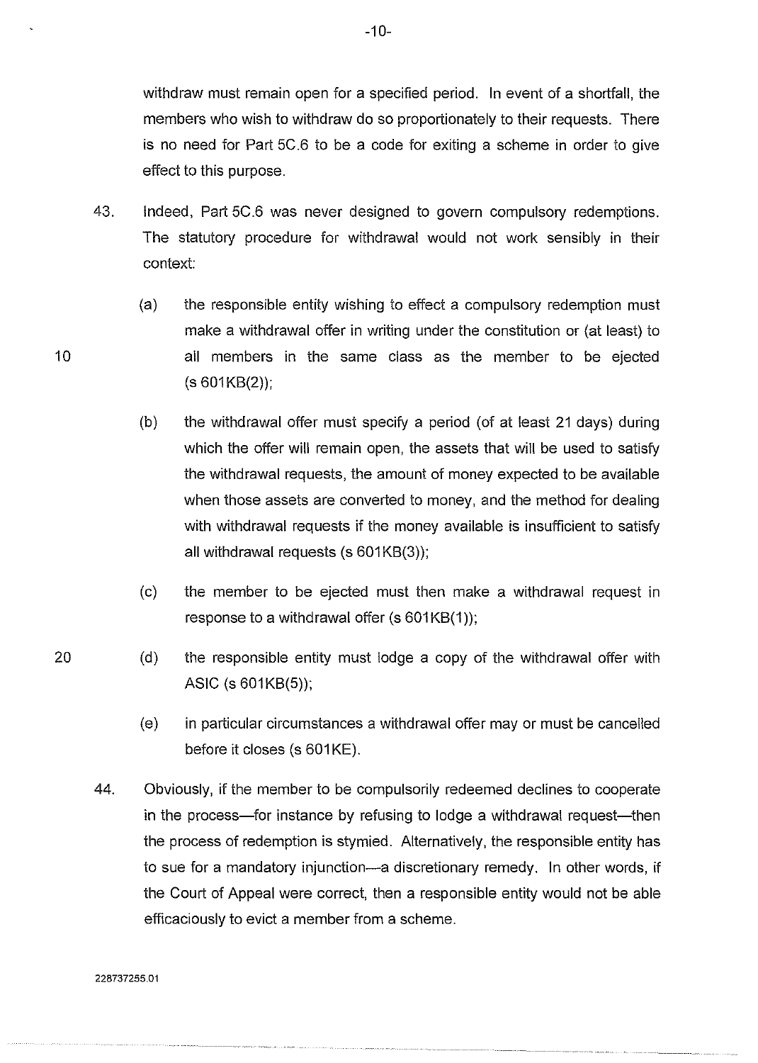withdraw must remain open for a specified period. In event of a shortfall, the members who wish to withdraw do so proportionately to their requests. There is no need for Part 5C.6 to be a code for exiting a scheme in order to give effect to this purpose.

43. Indeed, Part 5C.6 was never designed to govern compulsory redemptions. The statutory procedure for withdrawal would not work sensibly in their context:

    (a) the responsible entity wishing to effect a compulsory redemption must make a withdrawal offer in writing under the constitution or (at least) to all members in the same class as the member to be ejected (s 601KB(2));

    (b) the withdrawal offer must specify a period (of at least 21 days) during which the offer will remain open, the assets that will be used to satisfy the withdrawal requests, the amount of money expected to be available when those assets are converted to money, and the method for dealing with withdrawal requests if the money available is insufficient to satisfy all withdrawal requests (s 601KB(3));

    (c) the member to be ejected must then make a withdrawal request in response to a withdrawal offer (s 601KB(1));

    (d) the responsible entity must lodge a copy of the withdrawal offer with ASIC (s 601KB(5));

    (e) in particular circumstances a withdrawal offer may or must be cancelled before it closes (s 601KE).

44. Obviously, if the member to be compulsorily redeemed declines to cooperate in the process—for instance by refusing to lodge a withdrawal request—then the process of redemption is stymied. Alternatively, the responsible entity has to sue for a mandatory injunction—a discretionary remedy. In other words, if the Court of Appeal were correct, then a responsible entity would not be able efficaciously to evict a member from a scheme.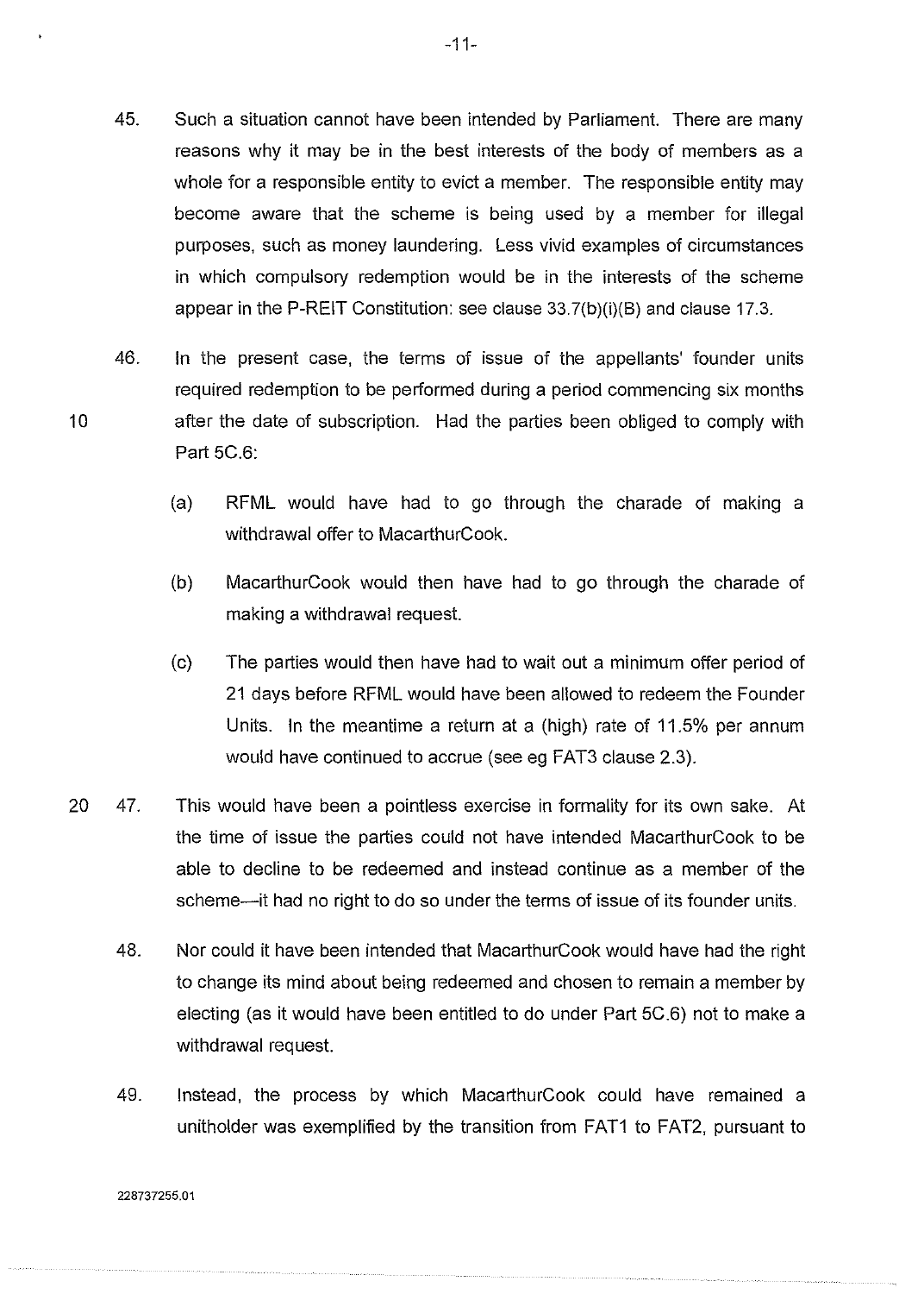45. Such a situation cannot have been intended by Parliament. There are many reasons why it may be in the best interests of the body of members as a whole for a responsible entity to evict a member. The responsible entity may become aware that the scheme is being used by a member for illegal purposes, such as money laundering. Less vivid examples of circumstances in which compulsory redemption would be in the interests of the scheme appear in the P-REIT Constitution: see clause 33.7(b)(i)(B) and clause 17.3.

46. In the present case, the terms of issue of the appellants' founder units required redemption to be performed during a period commencing six months after the date of subscription. Had the parties been obliged to comply with Part 5C.6:

   (a) RFML would have had to go through the charade of making a withdrawal offer to MacarthurCook.

   (b) MacarthurCook would then have had to go through the charade of making a withdrawal request.

   (c) The parties would then have had to wait out a minimum offer period of 21 days before RFML would have been allowed to redeem the Founder Units. In the meantime a return at a (high) rate of 11.5% per annum would have continued to accrue (see eg FAT3 clause 2.3).

47. This would have been a pointless exercise in formality for its own sake. At the time of issue the parties could not have intended MacarthurCook to be able to decline to be redeemed and instead continue as a member of the scheme—it had no right to do so under the terms of issue of its founder units.

48. Nor could it have been intended that MacarthurCook would have had the right to change its mind about being redeemed and chosen to remain a member by electing (as it would have been entitled to do under Part 5C.6) not to make a withdrawal request.

49. Instead, the process by which MacarthurCook could have remained a unitholder was exemplified by the transition from FAT1 to FAT2, pursuant to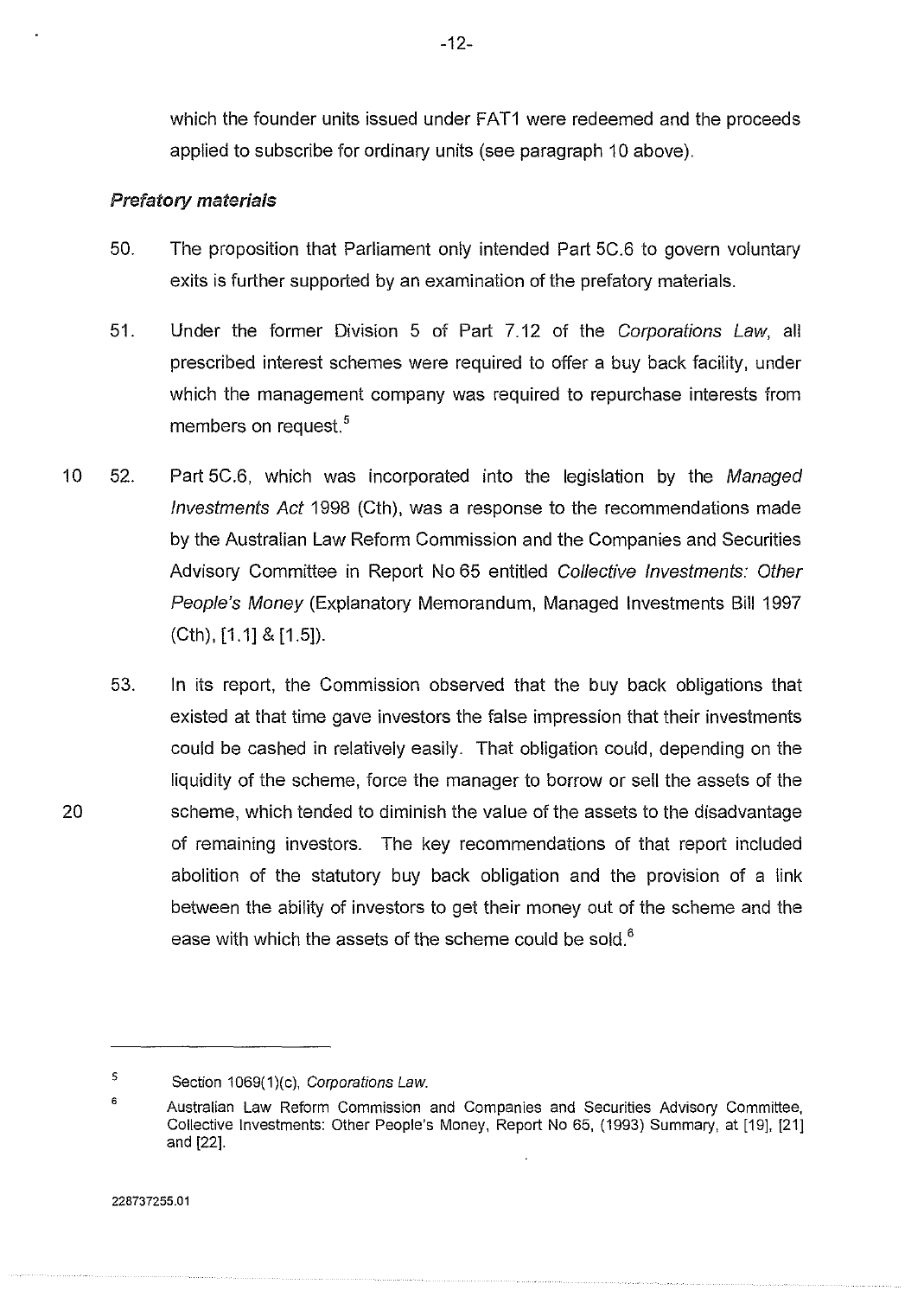which the founder units issued under FAT1 were redeemed and the proceeds applied to subscribe for ordinary units (see paragraph 10 above).

### *Prefatory materials*

50. The proposition that Parliament only intended Part 5C.6 to govern voluntary exits is further supported by an examination of the prefatory materials.

51. Under the former Division 5 of Part 7.12 of the *Corporations Law*, all prescribed interest schemes were required to offer a buy back facility, under which the management company was required to repurchase interests from members on request.[5]

52. Part 5C.6, which was incorporated into the legislation by the *Managed Investments Act* 1998 (Cth), was a response to the recommendations made by the Australian Law Reform Commission and the Companies and Securities Advisory Committee in Report No 65 entitled *Collective Investments: Other People's Money* (Explanatory Memorandum, Managed Investments Bill 1997 (Cth), [1.1] & [1.5]).

53. In its report, the Commission observed that the buy back obligations that existed at that time gave investors the false impression that their investments could be cashed in relatively easily. That obligation could, depending on the liquidity of the scheme, force the manager to borrow or sell the assets of the scheme, which tended to diminish the value of the assets to the disadvantage of remaining investors. The key recommendations of that report included abolition of the statutory buy back obligation and the provision of a link between the ability of investors to get their money out of the scheme and the ease with which the assets of the scheme could be sold.[6]

---

[5] Section 1069(1)(c), *Corporations Law.*

[6] Australian Law Reform Commission and Companies and Securities Advisory Committee, Collective Investments: Other People's Money, Report No 65, (1993) Summary, at [19], [21] and [22].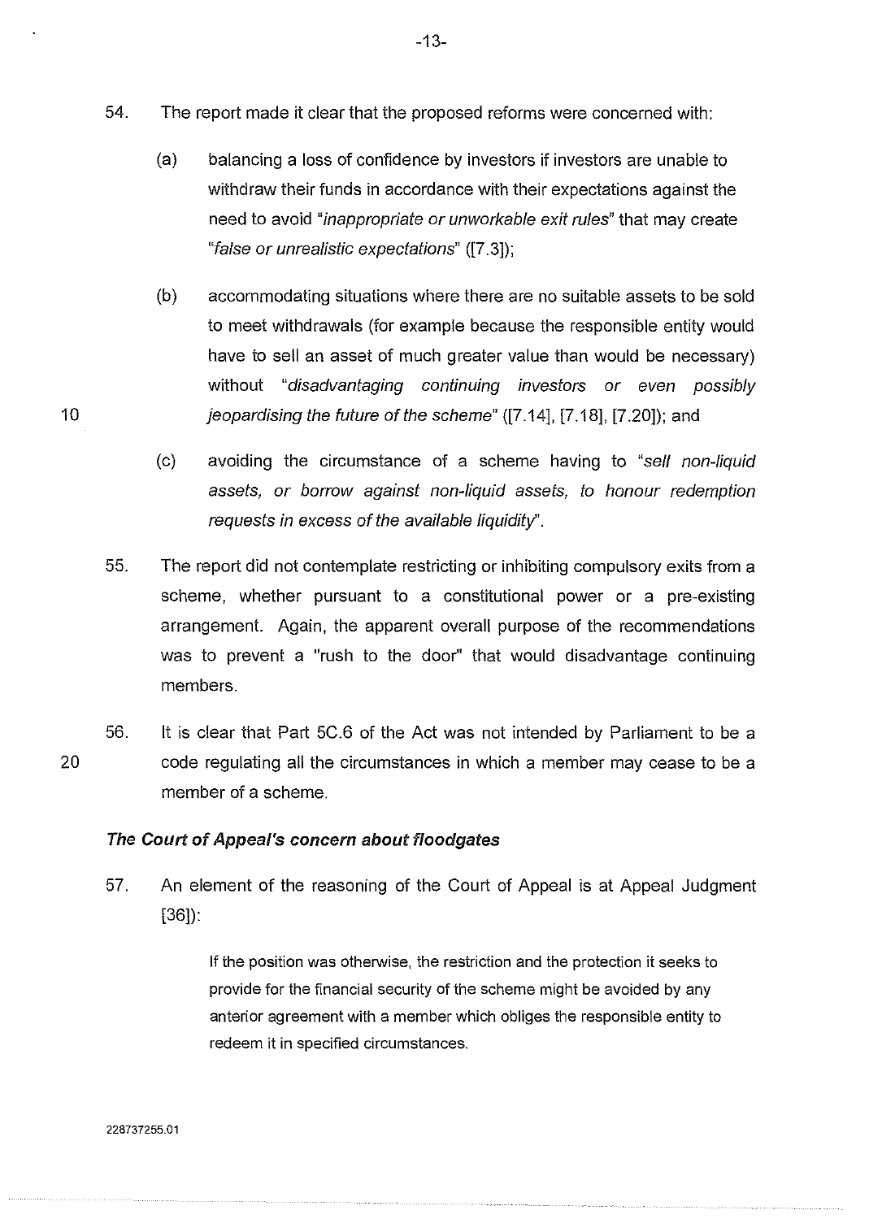54. The report made it clear that the proposed reforms were concerned with:

   (a) balancing a loss of confidence by investors if investors are unable to withdraw their funds in accordance with their expectations against the need to avoid "*inappropriate or unworkable exit rules*" that may create "*false or unrealistic expectations*" ([7.3]);

   (b) accommodating situations where there are no suitable assets to be sold to meet withdrawals (for example because the responsible entity would have to sell an asset of much greater value than would be necessary) without "*disadvantaging continuing investors or even possibly jeopardising the future of the scheme*" ([7.14], [7.18], [7.20]); and

   (c) avoiding the circumstance of a scheme having to "*sell non-liquid assets, or borrow against non-liquid assets, to honour redemption requests in excess of the available liquidity*".

55. The report did not contemplate restricting or inhibiting compulsory exits from a scheme, whether pursuant to a constitutional power or a pre-existing arrangement. Again, the apparent overall purpose of the recommendations was to prevent a "rush to the door" that would disadvantage continuing members.

56. It is clear that Part 5C.6 of the Act was not intended by Parliament to be a code regulating all the circumstances in which a member may cease to be a member of a scheme.

### *The Court of Appeal's concern about floodgates*

57. An element of the reasoning of the Court of Appeal is at Appeal Judgment [36]):

> If the position was otherwise, the restriction and the protection it seeks to provide for the financial security of the scheme might be avoided by any anterior agreement with a member which obliges the responsible entity to redeem it in specified circumstances.

228737255.01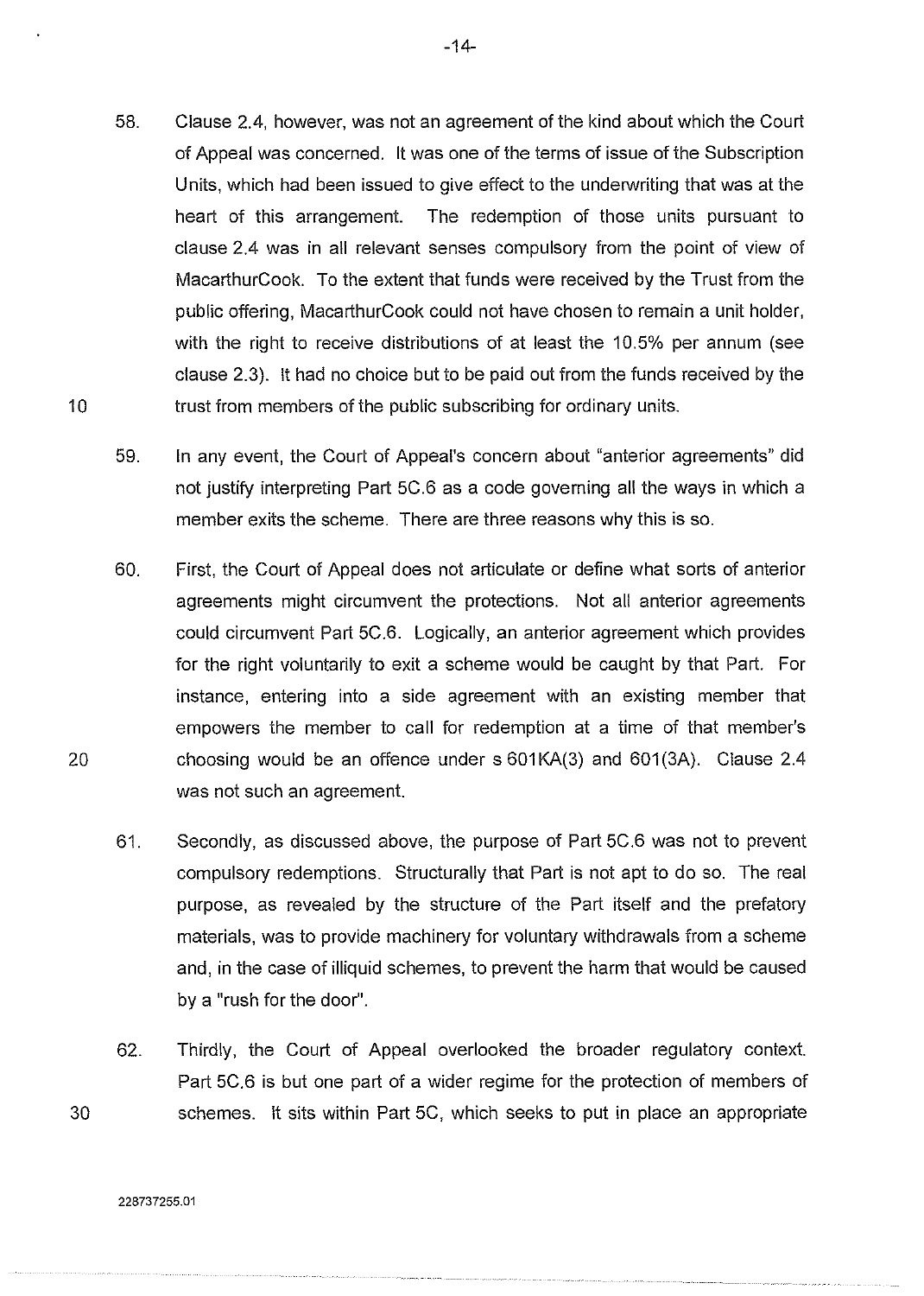58. Clause 2.4, however, was not an agreement of the kind about which the Court of Appeal was concerned. It was one of the terms of issue of the Subscription Units, which had been issued to give effect to the underwriting that was at the heart of this arrangement. The redemption of those units pursuant to clause 2.4 was in all relevant senses compulsory from the point of view of MacarthurCook. To the extent that funds were received by the Trust from the public offering, MacarthurCook could not have chosen to remain a unit holder, with the right to receive distributions of at least the 10.5% per annum (see clause 2.3). It had no choice but to be paid out from the funds received by the trust from members of the public subscribing for ordinary units.

59. In any event, the Court of Appeal's concern about "anterior agreements" did not justify interpreting Part 5C.6 as a code governing all the ways in which a member exits the scheme. There are three reasons why this is so.

60. First, the Court of Appeal does not articulate or define what sorts of anterior agreements might circumvent the protections. Not all anterior agreements could circumvent Part 5C.6. Logically, an anterior agreement which provides for the right voluntarily to exit a scheme would be caught by that Part. For instance, entering into a side agreement with an existing member that empowers the member to call for redemption at a time of that member's choosing would be an offence under s 601KA(3) and 601(3A). Clause 2.4 was not such an agreement.

61. Secondly, as discussed above, the purpose of Part 5C.6 was not to prevent compulsory redemptions. Structurally that Part is not apt to do so. The real purpose, as revealed by the structure of the Part itself and the prefatory materials, was to provide machinery for voluntary withdrawals from a scheme and, in the case of illiquid schemes, to prevent the harm that would be caused by a "rush for the door".

62. Thirdly, the Court of Appeal overlooked the broader regulatory context. Part 5C.6 is but one part of a wider regime for the protection of members of schemes. It sits within Part 5C, which seeks to put in place an appropriate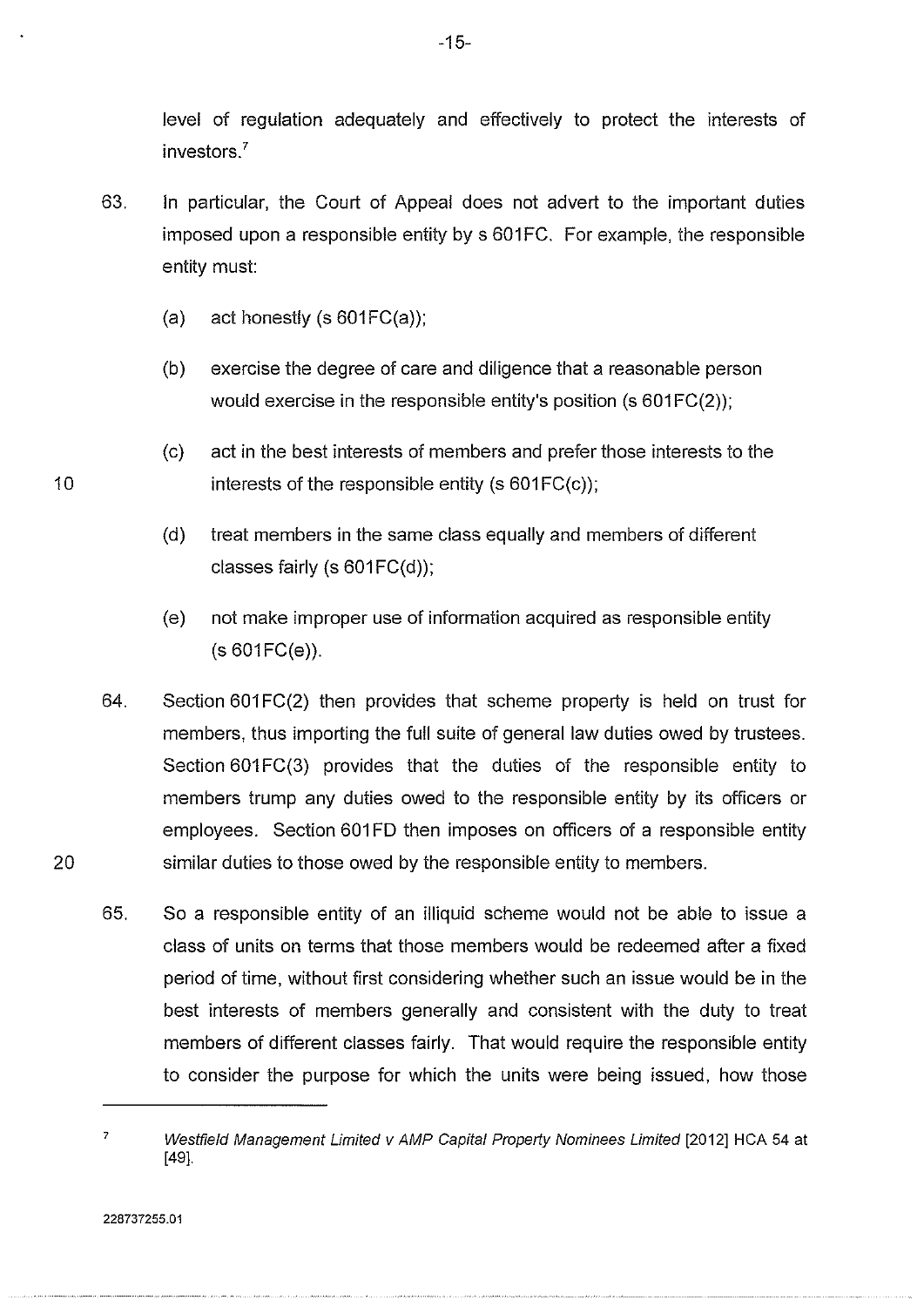level of regulation adequately and effectively to protect the interests of investors.[7]

63. In particular, the Court of Appeal does not advert to the important duties imposed upon a responsible entity by s 601FC. For example, the responsible entity must:

    (a) act honestly (s 601FC(a));

    (b) exercise the degree of care and diligence that a reasonable person would exercise in the responsible entity's position (s 601FC(2));

    (c) act in the best interests of members and prefer those interests to the interests of the responsible entity (s 601FC(c));

    (d) treat members in the same class equally and members of different classes fairly (s 601FC(d));

    (e) not make improper use of information acquired as responsible entity (s 601FC(e)).

64. Section 601FC(2) then provides that scheme property is held on trust for members, thus importing the full suite of general law duties owed by trustees. Section 601FC(3) provides that the duties of the responsible entity to members trump any duties owed to the responsible entity by its officers or employees. Section 601FD then imposes on officers of a responsible entity similar duties to those owed by the responsible entity to members.

65. So a responsible entity of an illiquid scheme would not be able to issue a class of units on terms that those members would be redeemed after a fixed period of time, without first considering whether such an issue would be in the best interests of members generally and consistent with the duty to treat members of different classes fairly. That would require the responsible entity to consider the purpose for which the units were being issued, how those

---

[7] *Westfield Management Limited v AMP Capital Property Nominees Limited* [2012] HCA 54 at [49].

228737255.01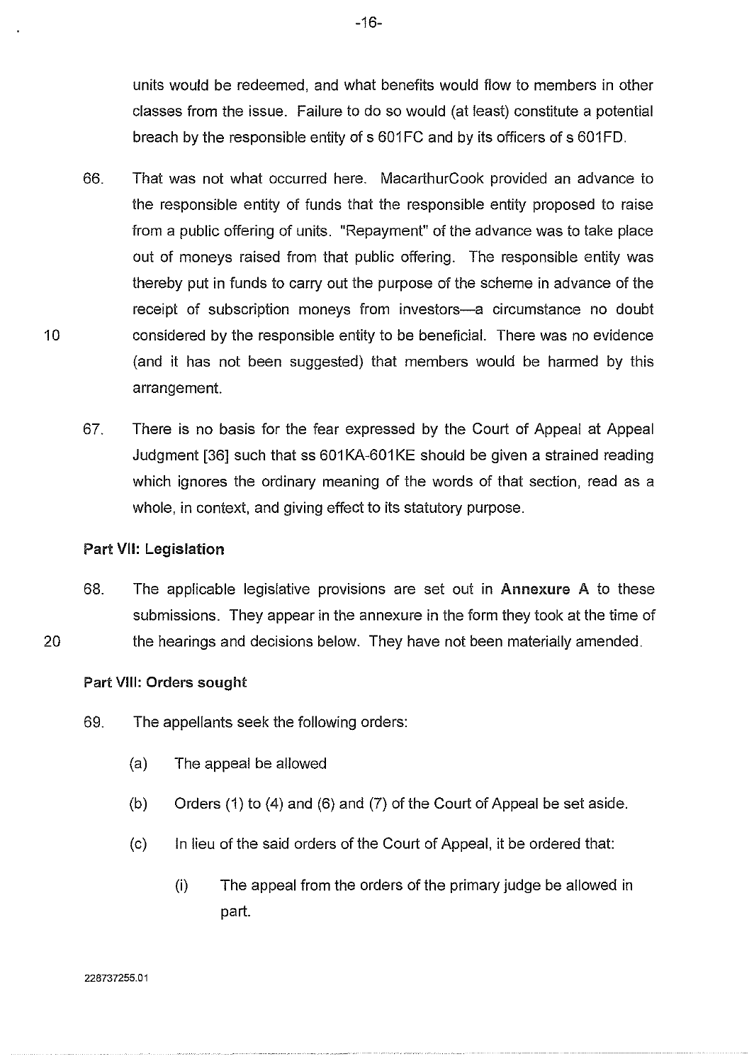units would be redeemed, and what benefits would flow to members in other classes from the issue. Failure to do so would (at least) constitute a potential breach by the responsible entity of s 601FC and by its officers of s 601FD.

66. That was not what occurred here. MacarthurCook provided an advance to the responsible entity of funds that the responsible entity proposed to raise from a public offering of units. "Repayment" of the advance was to take place out of moneys raised from that public offering. The responsible entity was thereby put in funds to carry out the purpose of the scheme in advance of the receipt of subscription moneys from investors—a circumstance no doubt considered by the responsible entity to be beneficial. There was no evidence (and it has not been suggested) that members would be harmed by this arrangement.

67. There is no basis for the fear expressed by the Court of Appeal at Appeal Judgment [36] such that ss 601KA-601KE should be given a strained reading which ignores the ordinary meaning of the words of that section, read as a whole, in context, and giving effect to its statutory purpose.

### Part VII: Legislation

68. The applicable legislative provisions are set out in **Annexure A** to these submissions. They appear in the annexure in the form they took at the time of the hearings and decisions below. They have not been materially amended.

### Part VIII: Orders sought

69. The appellants seek the following orders:

    (a) The appeal be allowed

    (b) Orders (1) to (4) and (6) and (7) of the Court of Appeal be set aside.

    (c) In lieu of the said orders of the Court of Appeal, it be ordered that:

        (i) The appeal from the orders of the primary judge be allowed in part.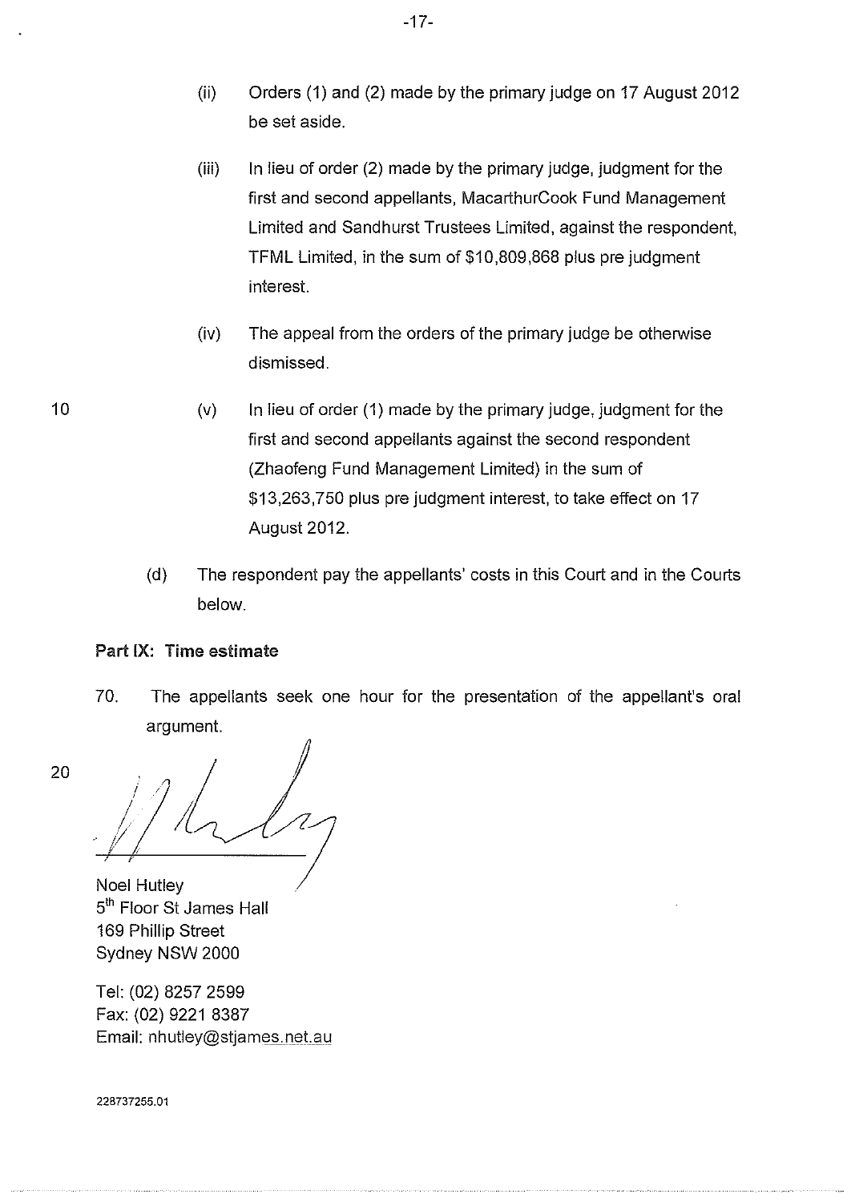(ii) Orders (1) and (2) made by the primary judge on 17 August 2012 be set aside.

(iii) In lieu of order (2) made by the primary judge, judgment for the first and second appellants, MacarthurCook Fund Management Limited and Sandhurst Trustees Limited, against the respondent, TFML Limited, in the sum of $10,809,868 plus pre judgment interest.

(iv) The appeal from the orders of the primary judge be otherwise dismissed.

(v) In lieu of order (1) made by the primary judge, judgment for the first and second appellants against the second respondent (Zhaofeng Fund Management Limited) in the sum of $13,263,750 plus pre judgment interest, to take effect on 17 August 2012.

(d) The respondent pay the appellants' costs in this Court and in the Courts below.

**Part IX: Time estimate**

70. The appellants seek one hour for the presentation of the appellant's oral argument.

Noel Hutley
5th Floor St James Hall
169 Phillip Street
Sydney NSW 2000

Tel: (02) 8257 2599
Fax: (02) 9221 8387
Email: nhutley@stjames.net.au

228737255.01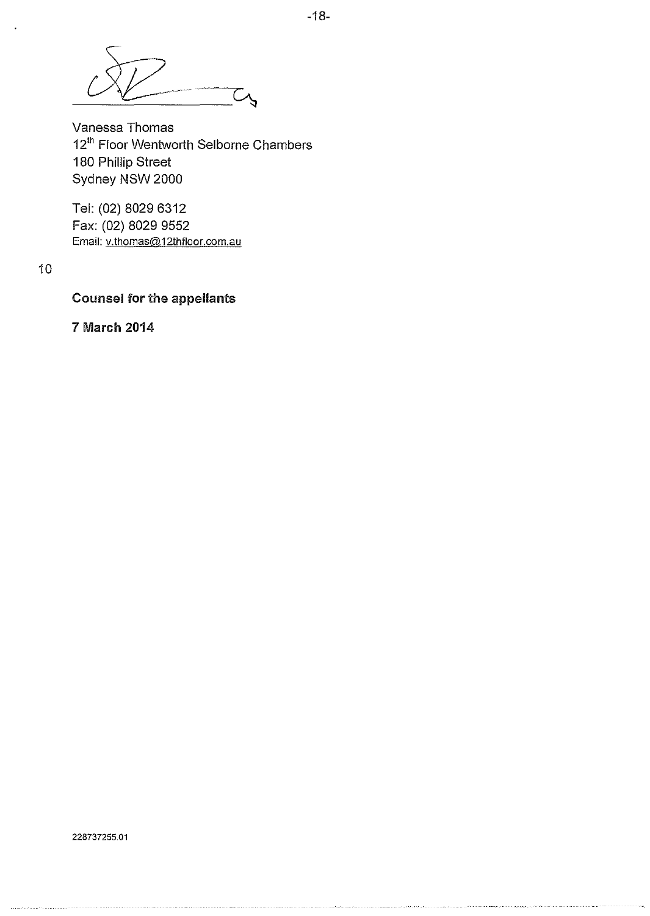Vanessa Thomas
12th Floor Wentworth Selborne Chambers
180 Phillip Street
Sydney NSW 2000

Tel: (02) 8029 6312
Fax: (02) 8029 9552
Email: v.thomas@12thfloor.com.au

10

**Counsel for the appellants**

**7 March 2014**

228737255.01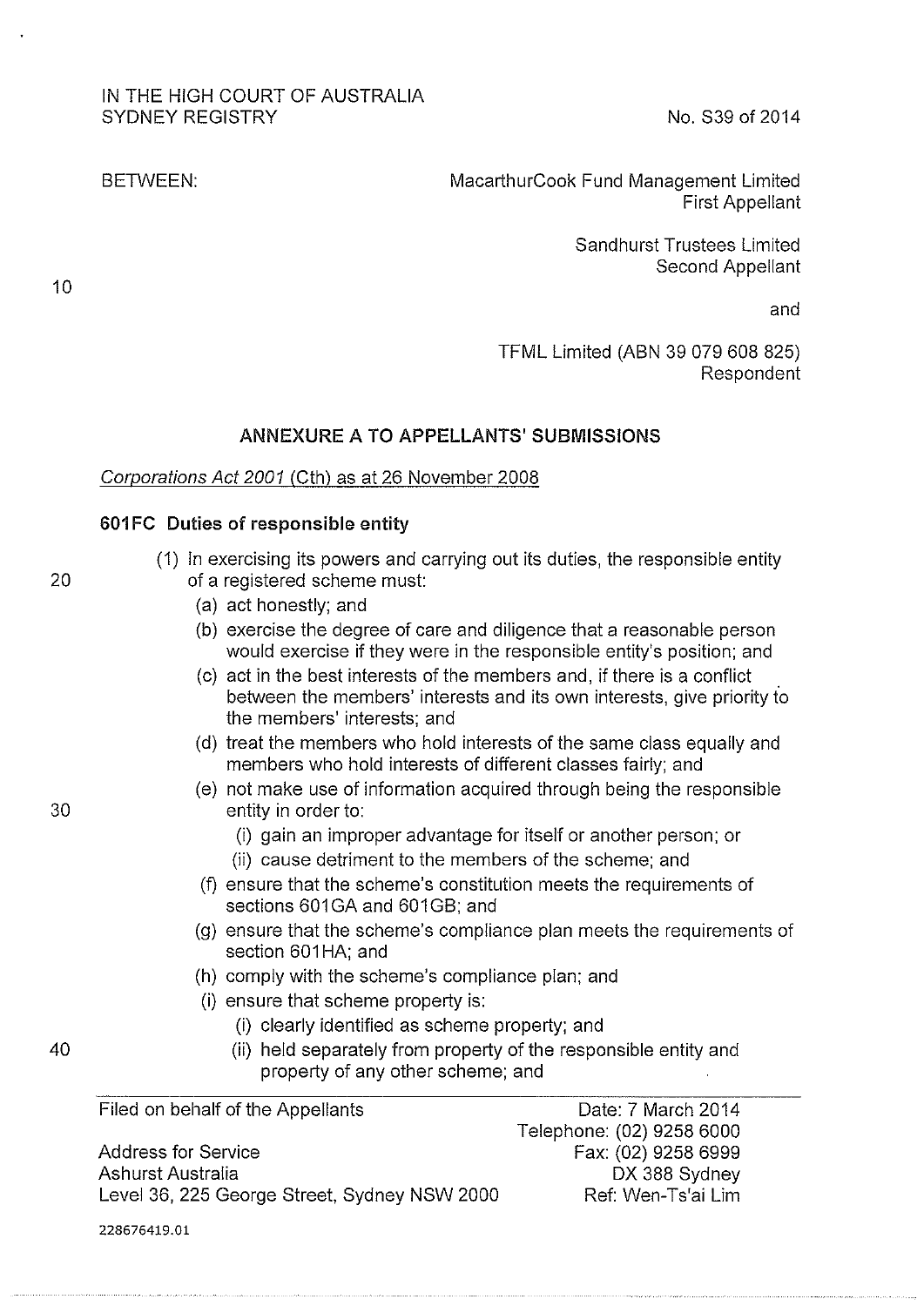IN THE HIGH COURT OF AUSTRALIA
SYDNEY REGISTRY

No. S39 of 2014

BETWEEN:

MacarthurCook Fund Management Limited
First Appellant

Sandhurst Trustees Limited
Second Appellant

and

TFML Limited (ABN 39 079 608 825)
Respondent

## ANNEXURE A TO APPELLANTS' SUBMISSIONS

*Corporations Act 2001* (Cth) as at 26 November 2008

### 601FC Duties of responsible entity

(1) In exercising its powers and carrying out its duties, the responsible entity of a registered scheme must:

- (a) act honestly; and
- (b) exercise the degree of care and diligence that a reasonable person would exercise if they were in the responsible entity's position; and
- (c) act in the best interests of the members and, if there is a conflict between the members' interests and its own interests, give priority to the members' interests; and
- (d) treat the members who hold interests of the same class equally and members who hold interests of different classes fairly; and
- (e) not make use of information acquired through being the responsible entity in order to:
  - (i) gain an improper advantage for itself or another person; or
  - (ii) cause detriment to the members of the scheme; and
- (f) ensure that the scheme's constitution meets the requirements of sections 601GA and 601GB; and
- (g) ensure that the scheme's compliance plan meets the requirements of section 601HA; and
- (h) comply with the scheme's compliance plan; and
- (i) ensure that scheme property is:
  - (i) clearly identified as scheme property; and
  - (ii) held separately from property of the responsible entity and property of any other scheme; and

Filed on behalf of the Appellants

Address for Service
Ashurst Australia
Level 36, 225 George Street, Sydney NSW 2000

Date: 7 March 2014
Telephone: (02) 9258 6000
Fax: (02) 9258 6999
DX 388 Sydney
Ref: Wen-Ts'ai Lim

228676419.01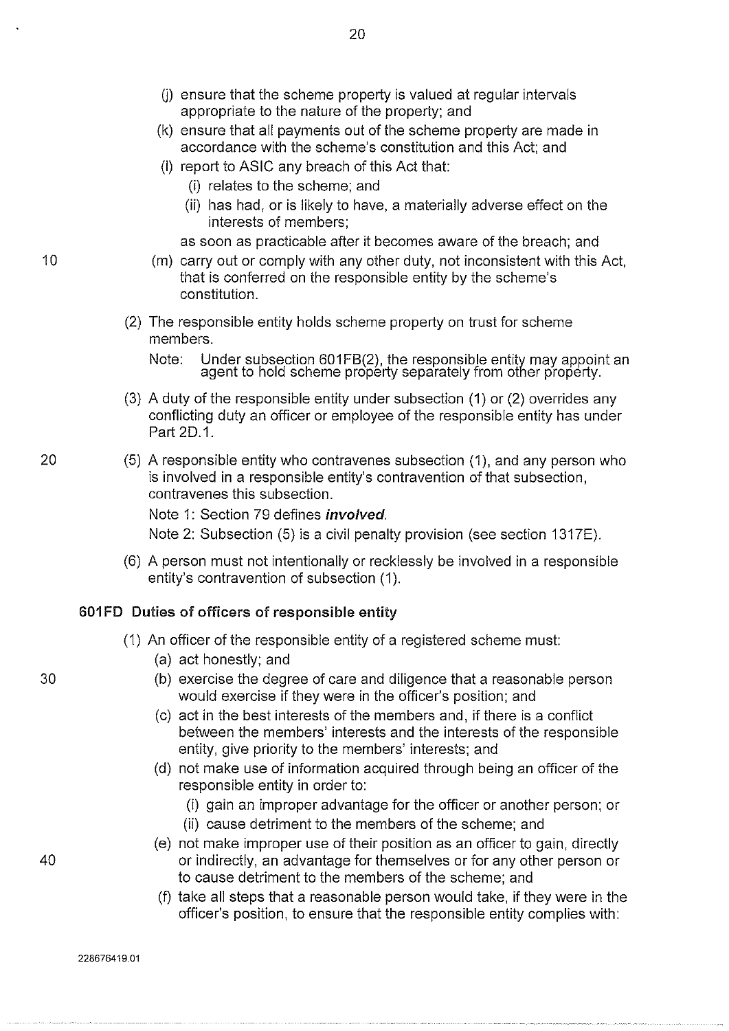(j) ensure that the scheme property is valued at regular intervals appropriate to the nature of the property; and

(k) ensure that all payments out of the scheme property are made in accordance with the scheme's constitution and this Act; and

(l) report to ASIC any breach of this Act that:

(i) relates to the scheme; and

(ii) has had, or is likely to have, a materially adverse effect on the interests of members;

as soon as practicable after it becomes aware of the breach; and

(m) carry out or comply with any other duty, not inconsistent with this Act, that is conferred on the responsible entity by the scheme's constitution.

(2) The responsible entity holds scheme property on trust for scheme members.

Note: Under subsection 601FB(2), the responsible entity may appoint an agent to hold scheme property separately from other property.

(3) A duty of the responsible entity under subsection (1) or (2) overrides any conflicting duty an officer or employee of the responsible entity has under Part 2D.1.

(5) A responsible entity who contravenes subsection (1), and any person who is involved in a responsible entity's contravention of that subsection, contravenes this subsection.

Note 1: Section 79 defines ***involved***.

Note 2: Subsection (5) is a civil penalty provision (see section 1317E).

(6) A person must not intentionally or recklessly be involved in a responsible entity's contravention of subsection (1).

### 601FD Duties of officers of responsible entity

(1) An officer of the responsible entity of a registered scheme must:

(a) act honestly; and

(b) exercise the degree of care and diligence that a reasonable person would exercise if they were in the officer's position; and

(c) act in the best interests of the members and, if there is a conflict between the members' interests and the interests of the responsible entity, give priority to the members' interests; and

(d) not make use of information acquired through being an officer of the responsible entity in order to:

(i) gain an improper advantage for the officer or another person; or

(ii) cause detriment to the members of the scheme; and

(e) not make improper use of their position as an officer to gain, directly or indirectly, an advantage for themselves or for any other person or to cause detriment to the members of the scheme; and

(f) take all steps that a reasonable person would take, if they were in the officer's position, to ensure that the responsible entity complies with: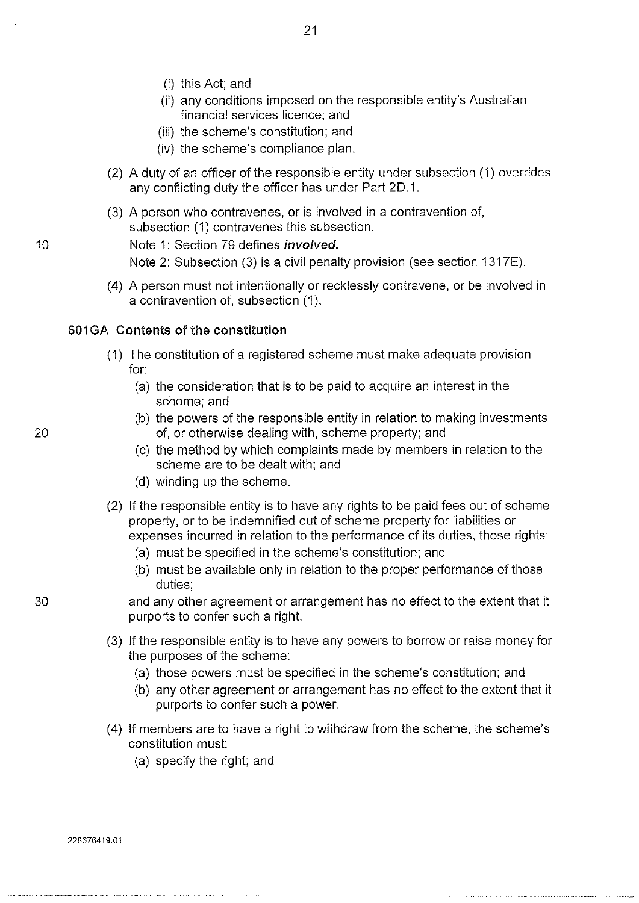(i) this Act; and

(ii) any conditions imposed on the responsible entity's Australian financial services licence; and

(iii) the scheme's constitution; and

(iv) the scheme's compliance plan.

(2) A duty of an officer of the responsible entity under subsection (1) overrides any conflicting duty the officer has under Part 2D.1.

(3) A person who contravenes, or is involved in a contravention of, subsection (1) contravenes this subsection.

Note 1: Section 79 defines ***involved.***

Note 2: Subsection (3) is a civil penalty provision (see section 1317E).

(4) A person must not intentionally or recklessly contravene, or be involved in a contravention of, subsection (1).

### 601GA Contents of the constitution

(1) The constitution of a registered scheme must make adequate provision for:

(a) the consideration that is to be paid to acquire an interest in the scheme; and

(b) the powers of the responsible entity in relation to making investments of, or otherwise dealing with, scheme property; and

(c) the method by which complaints made by members in relation to the scheme are to be dealt with; and

(d) winding up the scheme.

(2) If the responsible entity is to have any rights to be paid fees out of scheme property, or to be indemnified out of scheme property for liabilities or expenses incurred in relation to the performance of its duties, those rights:

(a) must be specified in the scheme's constitution; and

(b) must be available only in relation to the proper performance of those duties;

and any other agreement or arrangement has no effect to the extent that it purports to confer such a right.

(3) If the responsible entity is to have any powers to borrow or raise money for the purposes of the scheme:

(a) those powers must be specified in the scheme's constitution; and

(b) any other agreement or arrangement has no effect to the extent that it purports to confer such a power.

(4) If members are to have a right to withdraw from the scheme, the scheme's constitution must:

(a) specify the right; and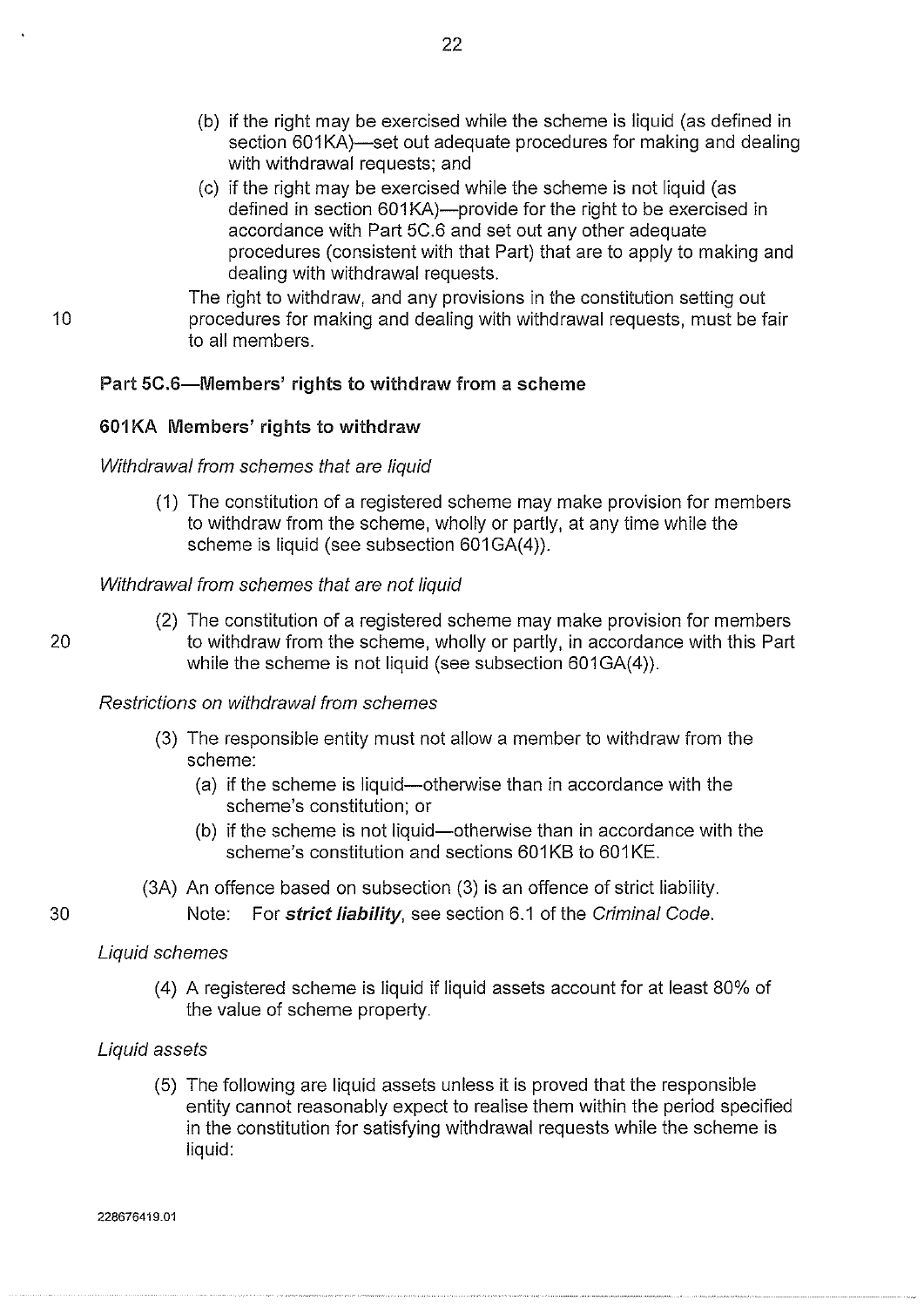(b) if the right may be exercised while the scheme is liquid (as defined in section 601KA)—set out adequate procedures for making and dealing with withdrawal requests; and

(c) if the right may be exercised while the scheme is not liquid (as defined in section 601KA)—provide for the right to be exercised in accordance with Part 5C.6 and set out any other adequate procedures (consistent with that Part) that are to apply to making and dealing with withdrawal requests.

The right to withdraw, and any provisions in the constitution setting out procedures for making and dealing with withdrawal requests, must be fair to all members.

### Part 5C.6—Members' rights to withdraw from a scheme

#### 601KA Members' rights to withdraw

*Withdrawal from schemes that are liquid*

(1) The constitution of a registered scheme may make provision for members to withdraw from the scheme, wholly or partly, at any time while the scheme is liquid (see subsection 601GA(4)).

*Withdrawal from schemes that are not liquid*

(2) The constitution of a registered scheme may make provision for members to withdraw from the scheme, wholly or partly, in accordance with this Part while the scheme is not liquid (see subsection 601GA(4)).

*Restrictions on withdrawal from schemes*

(3) The responsible entity must not allow a member to withdraw from the scheme:

(a) if the scheme is liquid—otherwise than in accordance with the scheme's constitution; or

(b) if the scheme is not liquid—otherwise than in accordance with the scheme's constitution and sections 601KB to 601KE.

(3A) An offence based on subsection (3) is an offence of strict liability.

Note: For ***strict liability***, see section 6.1 of the *Criminal Code*.

*Liquid schemes*

(4) A registered scheme is liquid if liquid assets account for at least 80% of the value of scheme property.

*Liquid assets*

(5) The following are liquid assets unless it is proved that the responsible entity cannot reasonably expect to realise them within the period specified in the constitution for satisfying withdrawal requests while the scheme is liquid:

228676419.01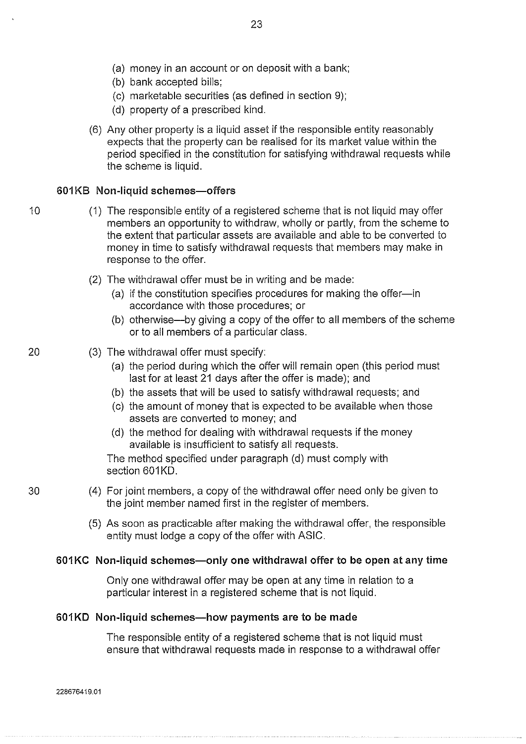- (a) money in an account or on deposit with a bank;
- (b) bank accepted bills;
- (c) marketable securities (as defined in section 9);
- (d) property of a prescribed kind.

(6) Any other property is a liquid asset if the responsible entity reasonably expects that the property can be realised for its market value within the period specified in the constitution for satisfying withdrawal requests while the scheme is liquid.

### 601KB Non-liquid schemes—offers

(1) The responsible entity of a registered scheme that is not liquid may offer members an opportunity to withdraw, wholly or partly, from the scheme to the extent that particular assets are available and able to be converted to money in time to satisfy withdrawal requests that members may make in response to the offer.

(2) The withdrawal offer must be in writing and be made:

- (a) if the constitution specifies procedures for making the offer—in accordance with those procedures; or
- (b) otherwise—by giving a copy of the offer to all members of the scheme or to all members of a particular class.

(3) The withdrawal offer must specify:

- (a) the period during which the offer will remain open (this period must last for at least 21 days after the offer is made); and
- (b) the assets that will be used to satisfy withdrawal requests; and
- (c) the amount of money that is expected to be available when those assets are converted to money; and
- (d) the method for dealing with withdrawal requests if the money available is insufficient to satisfy all requests.

The method specified under paragraph (d) must comply with section 601KD.

(4) For joint members, a copy of the withdrawal offer need only be given to the joint member named first in the register of members.

(5) As soon as practicable after making the withdrawal offer, the responsible entity must lodge a copy of the offer with ASIC.

### 601KC Non-liquid schemes—only one withdrawal offer to be open at any time

Only one withdrawal offer may be open at any time in relation to a particular interest in a registered scheme that is not liquid.

### 601KD Non-liquid schemes—how payments are to be made

The responsible entity of a registered scheme that is not liquid must ensure that withdrawal requests made in response to a withdrawal offer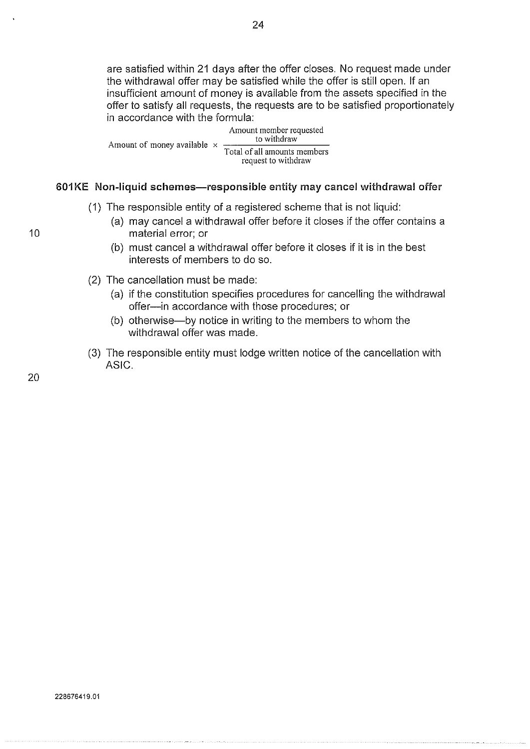are satisfied within 21 days after the offer closes. No request made under the withdrawal offer may be satisfied while the offer is still open. If an insufficient amount of money is available from the assets specified in the offer to satisfy all requests, the requests are to be satisfied proportionately in accordance with the formula:

$$\text{Amount of money available} \times \frac{\text{Amount member requested to withdraw}}{\text{Total of all amounts members request to withdraw}}$$

### 601KE Non-liquid schemes—responsible entity may cancel withdrawal offer

(1) The responsible entity of a registered scheme that is not liquid:

(a) may cancel a withdrawal offer before it closes if the offer contains a material error; or

(b) must cancel a withdrawal offer before it closes if it is in the best interests of members to do so.

(2) The cancellation must be made:

(a) if the constitution specifies procedures for cancelling the withdrawal offer—in accordance with those procedures; or

(b) otherwise—by notice in writing to the members to whom the withdrawal offer was made.

(3) The responsible entity must lodge written notice of the cancellation with ASIC.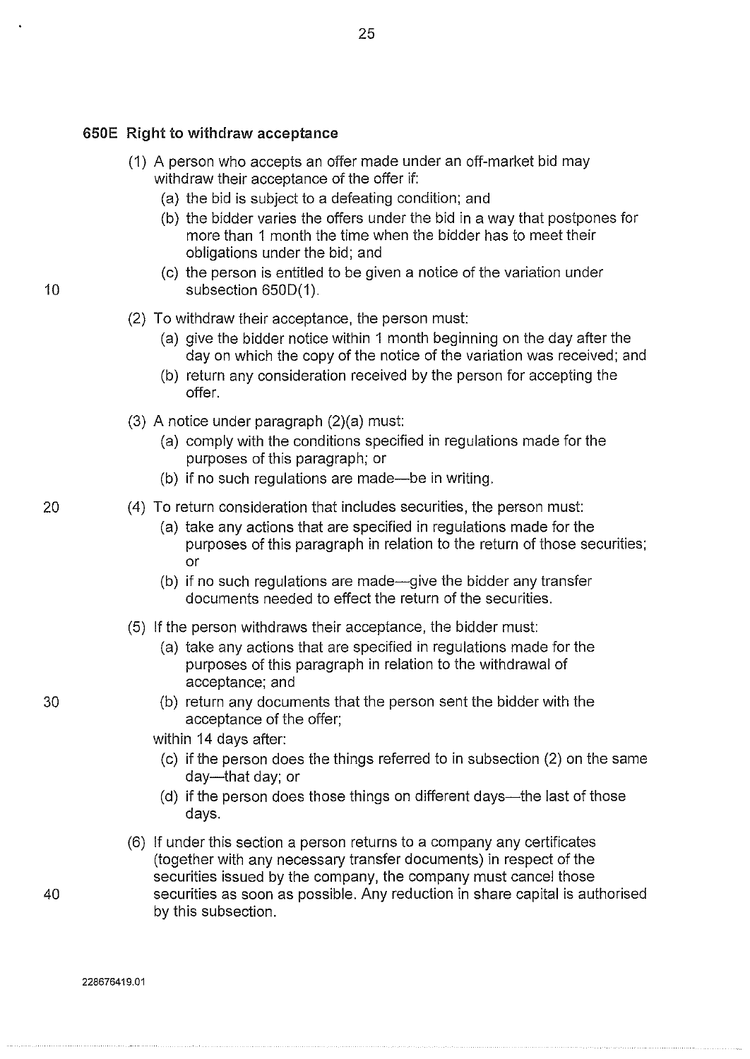### 650E Right to withdraw acceptance

(1) A person who accepts an offer made under an off-market bid may withdraw their acceptance of the offer if:

   (a) the bid is subject to a defeating condition; and

   (b) the bidder varies the offers under the bid in a way that postpones for more than 1 month the time when the bidder has to meet their obligations under the bid; and

   (c) the person is entitled to be given a notice of the variation under subsection 650D(1).

(2) To withdraw their acceptance, the person must:

   (a) give the bidder notice within 1 month beginning on the day after the day on which the copy of the notice of the variation was received; and

   (b) return any consideration received by the person for accepting the offer.

(3) A notice under paragraph (2)(a) must:

   (a) comply with the conditions specified in regulations made for the purposes of this paragraph; or

   (b) if no such regulations are made—be in writing.

(4) To return consideration that includes securities, the person must:

   (a) take any actions that are specified in regulations made for the purposes of this paragraph in relation to the return of those securities; or

   (b) if no such regulations are made—give the bidder any transfer documents needed to effect the return of the securities.

(5) If the person withdraws their acceptance, the bidder must:

   (a) take any actions that are specified in regulations made for the purposes of this paragraph in relation to the withdrawal of acceptance; and

   (b) return any documents that the person sent the bidder with the acceptance of the offer;

   within 14 days after:

   (c) if the person does the things referred to in subsection (2) on the same day—that day; or

   (d) if the person does those things on different days—the last of those days.

(6) If under this section a person returns to a company any certificates (together with any necessary transfer documents) in respect of the securities issued by the company, the company must cancel those securities as soon as possible. Any reduction in share capital is authorised by this subsection.

228676419.01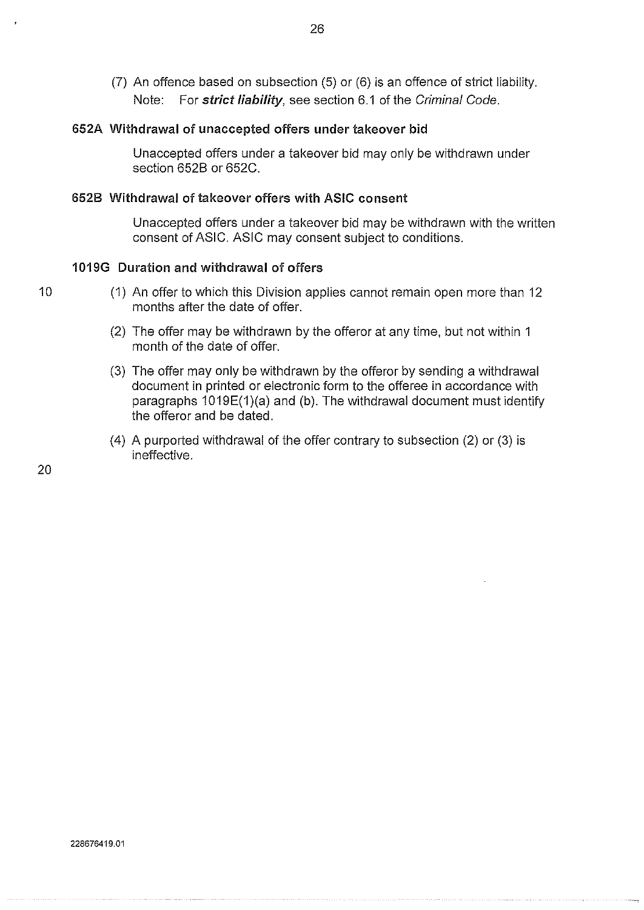(7) An offence based on subsection (5) or (6) is an offence of strict liability.

Note: For ***strict liability***, see section 6.1 of the *Criminal Code*.

### 652A Withdrawal of unaccepted offers under takeover bid

Unaccepted offers under a takeover bid may only be withdrawn under section 652B or 652C.

### 652B Withdrawal of takeover offers with ASIC consent

Unaccepted offers under a takeover bid may be withdrawn with the written consent of ASIC. ASIC may consent subject to conditions.

### 1019G Duration and withdrawal of offers

(1) An offer to which this Division applies cannot remain open more than 12 months after the date of offer.

(2) The offer may be withdrawn by the offeror at any time, but not within 1 month of the date of offer.

(3) The offer may only be withdrawn by the offeror by sending a withdrawal document in printed or electronic form to the offeree in accordance with paragraphs 1019E(1)(a) and (b). The withdrawal document must identify the offeror and be dated.

(4) A purported withdrawal of the offer contrary to subsection (2) or (3) is ineffective.

228676419.01